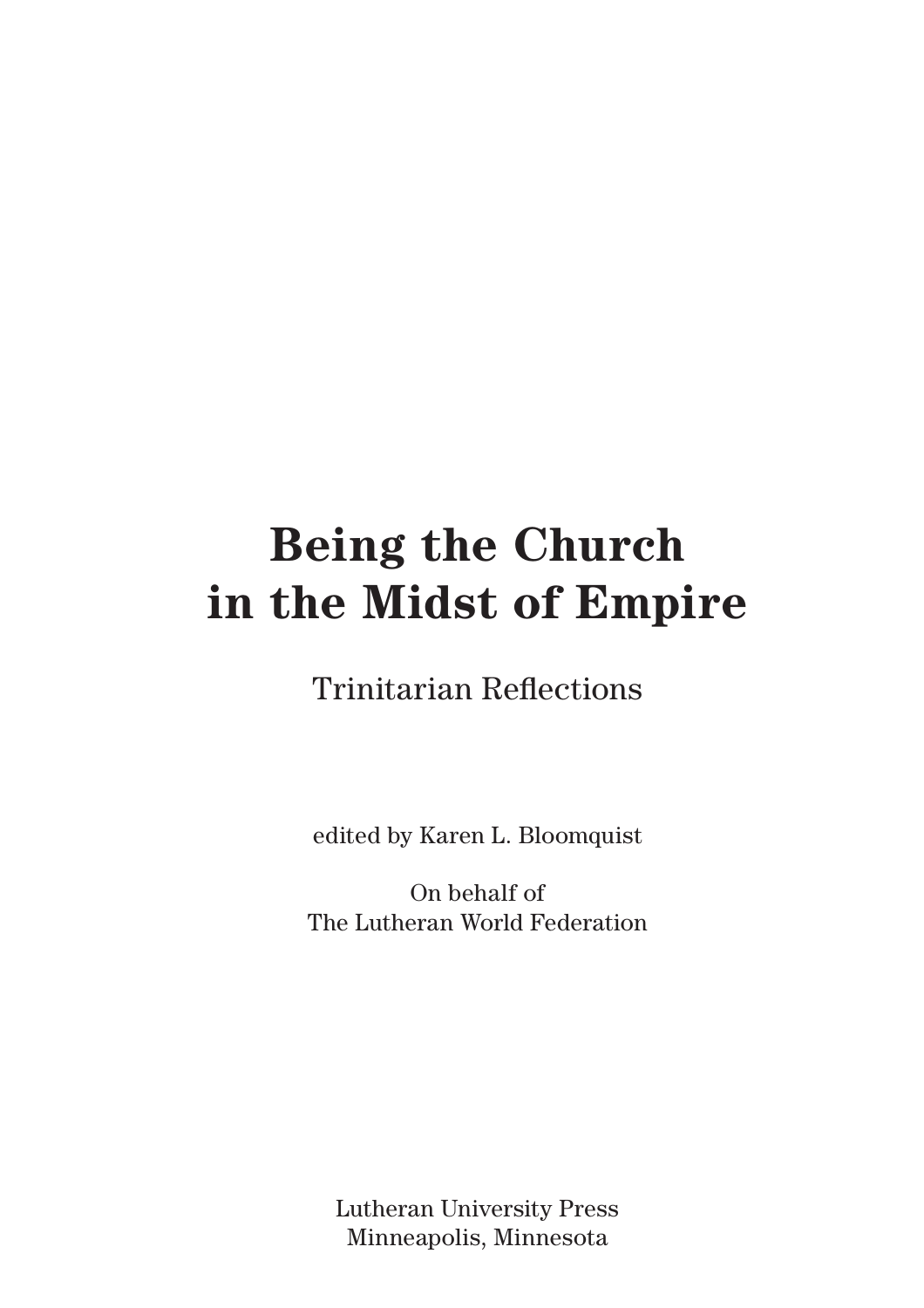# Being the Church in the Midst of Empire

## Trinitarian Reflections

edited by Karen L. Bloomquist

On behalf of
The Lutheran World Federation

Lutheran University Press
Minneapolis, Minnesota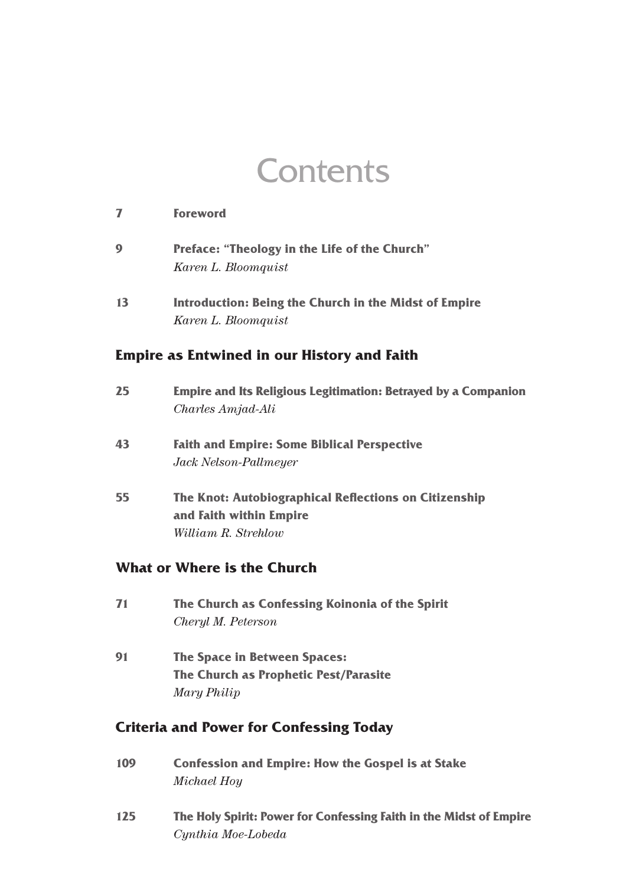# Contents

**7** **Foreword**

**9** **Preface: "Theology in the Life of the Church"**
*Karen L. Bloomquist*

**13** **Introduction: Being the Church in the Midst of Empire**
*Karen L. Bloomquist*

## Empire as Entwined in our History and Faith

**25** **Empire and Its Religious Legitimation: Betrayed by a Companion**
*Charles Amjad-Ali*

**43** **Faith and Empire: Some Biblical Perspective**
*Jack Nelson-Pallmeyer*

**55** **The Knot: Autobiographical Reflections on Citizenship and Faith within Empire**
*William R. Strehlow*

## What or Where is the Church

**71** **The Church as Confessing Koinonia of the Spirit**
*Cheryl M. Peterson*

**91** **The Space in Between Spaces: The Church as Prophetic Pest/Parasite**
*Mary Philip*

## Criteria and Power for Confessing Today

**109** **Confession and Empire: How the Gospel is at Stake**
*Michael Hoy*

**125** **The Holy Spirit: Power for Confessing Faith in the Midst of Empire**
*Cynthia Moe-Lobeda*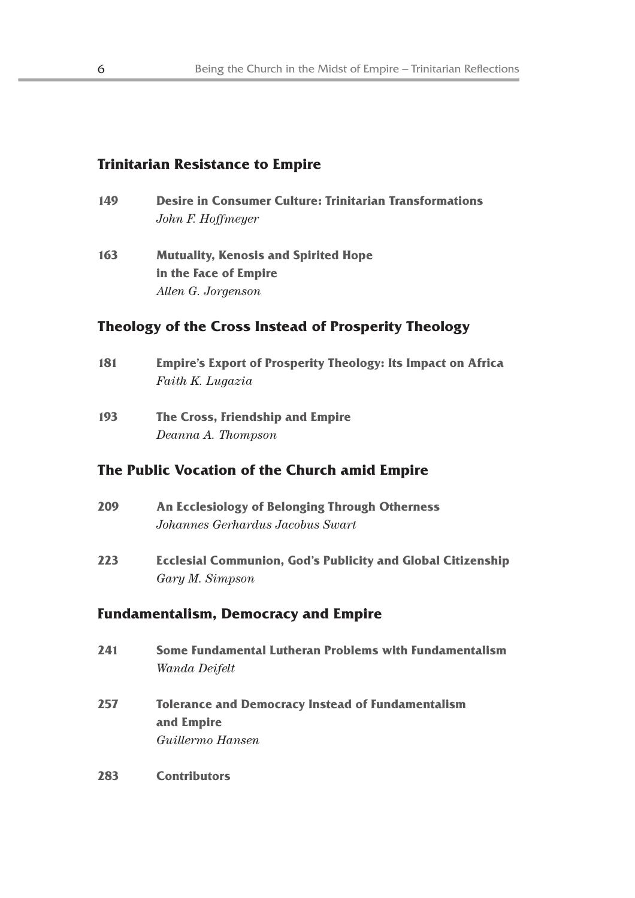## Trinitarian Resistance to Empire

**149** **Desire in Consumer Culture: Trinitarian Transformations**
*John F. Hoffmeyer*

**163** **Mutuality, Kenosis and Spirited Hope in the Face of Empire**
*Allen G. Jorgenson*

## Theology of the Cross Instead of Prosperity Theology

**181** **Empire's Export of Prosperity Theology: Its Impact on Africa**
*Faith K. Lugazia*

**193** **The Cross, Friendship and Empire**
*Deanna A. Thompson*

## The Public Vocation of the Church amid Empire

**209** **An Ecclesiology of Belonging Through Otherness**
*Johannes Gerhardus Jacobus Swart*

**223** **Ecclesial Communion, God's Publicity and Global Citizenship**
*Gary M. Simpson*

## Fundamentalism, Democracy and Empire

**241** **Some Fundamental Lutheran Problems with Fundamentalism**
*Wanda Deifelt*

**257** **Tolerance and Democracy Instead of Fundamentalism and Empire**
*Guillermo Hansen*

**283** **Contributors**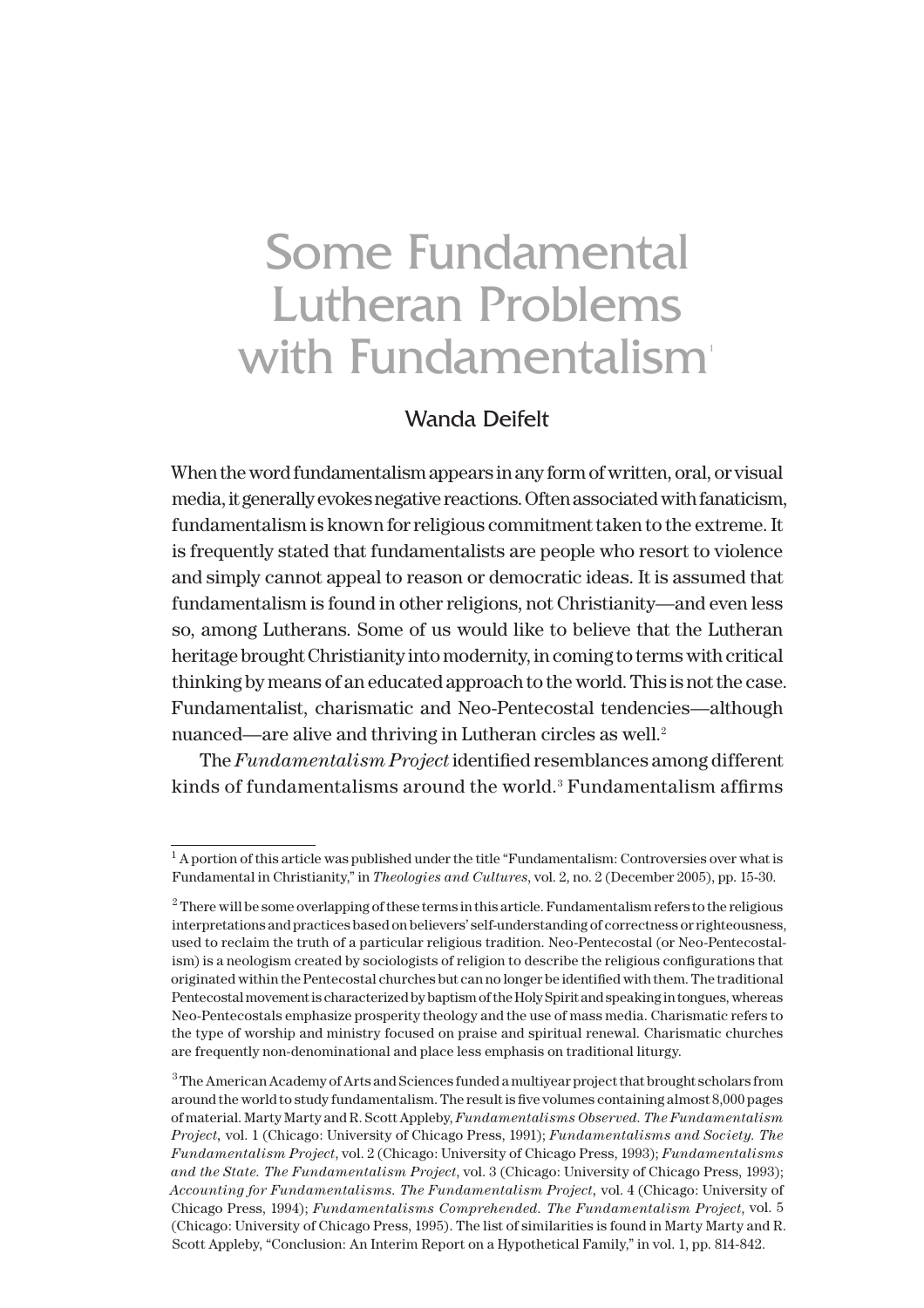# Some Fundamental Lutheran Problems with Fundamentalism[1]

## Wanda Deifelt

When the word fundamentalism appears in any form of written, oral, or visual media, it generally evokes negative reactions. Often associated with fanaticism, fundamentalism is known for religious commitment taken to the extreme. It is frequently stated that fundamentalists are people who resort to violence and simply cannot appeal to reason or democratic ideas. It is assumed that fundamentalism is found in other religions, not Christianity—and even less so, among Lutherans. Some of us would like to believe that the Lutheran heritage brought Christianity into modernity, in coming to terms with critical thinking by means of an educated approach to the world. This is not the case. Fundamentalist, charismatic and Neo-Pentecostal tendencies—although nuanced—are alive and thriving in Lutheran circles as well.[2]

The *Fundamentalism Project* identified resemblances among different kinds of fundamentalisms around the world.[3] Fundamentalism affirms

---

[1] A portion of this article was published under the title "Fundamentalism: Controversies over what is Fundamental in Christianity," in *Theologies and Cultures*, vol. 2, no. 2 (December 2005), pp. 15-30.

[2] There will be some overlapping of these terms in this article. Fundamentalism refers to the religious interpretations and practices based on believers' self-understanding of correctness or righteousness, used to reclaim the truth of a particular religious tradition. Neo-Pentecostal (or Neo-Pentecostalism) is a neologism created by sociologists of religion to describe the religious configurations that originated within the Pentecostal churches but can no longer be identified with them. The traditional Pentecostal movement is characterized by baptism of the Holy Spirit and speaking in tongues, whereas Neo-Pentecostals emphasize prosperity theology and the use of mass media. Charismatic refers to the type of worship and ministry focused on praise and spiritual renewal. Charismatic churches are frequently non-denominational and place less emphasis on traditional liturgy.

[3] The American Academy of Arts and Sciences funded a multiyear project that brought scholars from around the world to study fundamentalism. The result is five volumes containing almost 8,000 pages of material. Marty Marty and R. Scott Appleby, *Fundamentalisms Observed. The Fundamentalism Project*, vol. 1 (Chicago: University of Chicago Press, 1991); *Fundamentalisms and Society. The Fundamentalism Project*, vol. 2 (Chicago: University of Chicago Press, 1993); *Fundamentalisms and the State. The Fundamentalism Project*, vol. 3 (Chicago: University of Chicago Press, 1993); *Accounting for Fundamentalisms. The Fundamentalism Project*, vol. 4 (Chicago: University of Chicago Press, 1994); *Fundamentalisms Comprehended. The Fundamentalism Project*, vol. 5 (Chicago: University of Chicago Press, 1995). The list of similarities is found in Marty Marty and R. Scott Appleby, "Conclusion: An Interim Report on a Hypothetical Family," in vol. 1, pp. 814-842.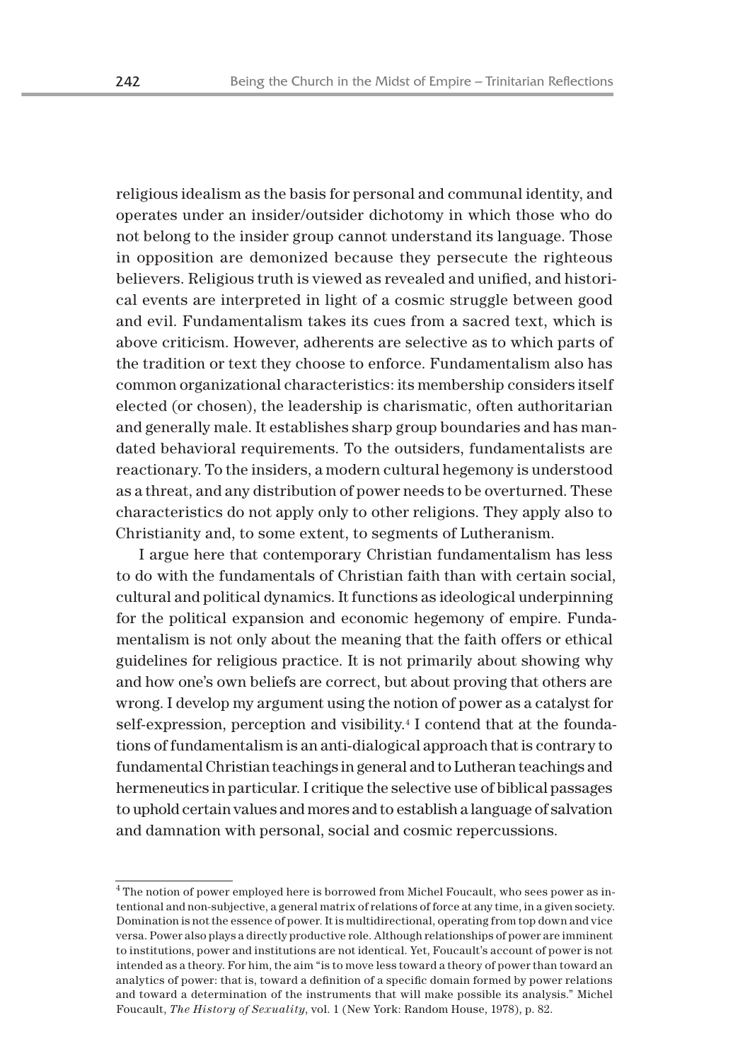religious idealism as the basis for personal and communal identity, and operates under an insider/outsider dichotomy in which those who do not belong to the insider group cannot understand its language. Those in opposition are demonized because they persecute the righteous believers. Religious truth is viewed as revealed and unified, and historical events are interpreted in light of a cosmic struggle between good and evil. Fundamentalism takes its cues from a sacred text, which is above criticism. However, adherents are selective as to which parts of the tradition or text they choose to enforce. Fundamentalism also has common organizational characteristics: its membership considers itself elected (or chosen), the leadership is charismatic, often authoritarian and generally male. It establishes sharp group boundaries and has mandated behavioral requirements. To the outsiders, fundamentalists are reactionary. To the insiders, a modern cultural hegemony is understood as a threat, and any distribution of power needs to be overturned. These characteristics do not apply only to other religions. They apply also to Christianity and, to some extent, to segments of Lutheranism.

I argue here that contemporary Christian fundamentalism has less to do with the fundamentals of Christian faith than with certain social, cultural and political dynamics. It functions as ideological underpinning for the political expansion and economic hegemony of empire. Fundamentalism is not only about the meaning that the faith offers or ethical guidelines for religious practice. It is not primarily about showing why and how one's own beliefs are correct, but about proving that others are wrong. I develop my argument using the notion of power as a catalyst for self-expression, perception and visibility.[4] I contend that at the foundations of fundamentalism is an anti-dialogical approach that is contrary to fundamental Christian teachings in general and to Lutheran teachings and hermeneutics in particular. I critique the selective use of biblical passages to uphold certain values and mores and to establish a language of salvation and damnation with personal, social and cosmic repercussions.

---

[4] The notion of power employed here is borrowed from Michel Foucault, who sees power as intentional and non-subjective, a general matrix of relations of force at any time, in a given society. Domination is not the essence of power. It is multidirectional, operating from top down and vice versa. Power also plays a directly productive role. Although relationships of power are imminent to institutions, power and institutions are not identical. Yet, Foucault's account of power is not intended as a theory. For him, the aim "is to move less toward a theory of power than toward an analytics of power: that is, toward a definition of a specific domain formed by power relations and toward a determination of the instruments that will make possible its analysis." Michel Foucault, *The History of Sexuality*, vol. 1 (New York: Random House, 1978), p. 82.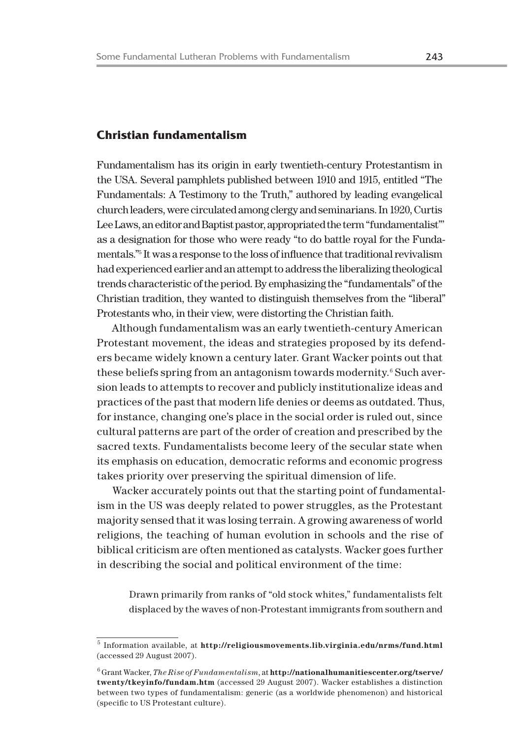## Christian fundamentalism

Fundamentalism has its origin in early twentieth-century Protestantism in the USA. Several pamphlets published between 1910 and 1915, entitled "The Fundamentals: A Testimony to the Truth," authored by leading evangelical church leaders, were circulated among clergy and seminarians. In 1920, Curtis Lee Laws, an editor and Baptist pastor, appropriated the term "fundamentalist"' as a designation for those who were ready "to do battle royal for the Fundamentals."[5] It was a response to the loss of influence that traditional revivalism had experienced earlier and an attempt to address the liberalizing theological trends characteristic of the period. By emphasizing the "fundamentals" of the Christian tradition, they wanted to distinguish themselves from the "liberal" Protestants who, in their view, were distorting the Christian faith.

Although fundamentalism was an early twentieth-century American Protestant movement, the ideas and strategies proposed by its defenders became widely known a century later. Grant Wacker points out that these beliefs spring from an antagonism towards modernity.[6] Such aversion leads to attempts to recover and publicly institutionalize ideas and practices of the past that modern life denies or deems as outdated. Thus, for instance, changing one's place in the social order is ruled out, since cultural patterns are part of the order of creation and prescribed by the sacred texts. Fundamentalists become leery of the secular state when its emphasis on education, democratic reforms and economic progress takes priority over preserving the spiritual dimension of life.

Wacker accurately points out that the starting point of fundamentalism in the US was deeply related to power struggles, as the Protestant majority sensed that it was losing terrain. A growing awareness of world religions, the teaching of human evolution in schools and the rise of biblical criticism are often mentioned as catalysts. Wacker goes further in describing the social and political environment of the time:

> Drawn primarily from ranks of "old stock whites," fundamentalists felt displaced by the waves of non-Protestant immigrants from southern and

---

[5] Information available, at **http://religiousmovements.lib.virginia.edu/nrms/fund.html** (accessed 29 August 2007).

[6] Grant Wacker, *The Rise of Fundamentalism*, at **http://nationalhumanitiescenter.org/tserve/twenty/tkeyinfo/fundam.htm** (accessed 29 August 2007). Wacker establishes a distinction between two types of fundamentalism: generic (as a worldwide phenomenon) and historical (specific to US Protestant culture).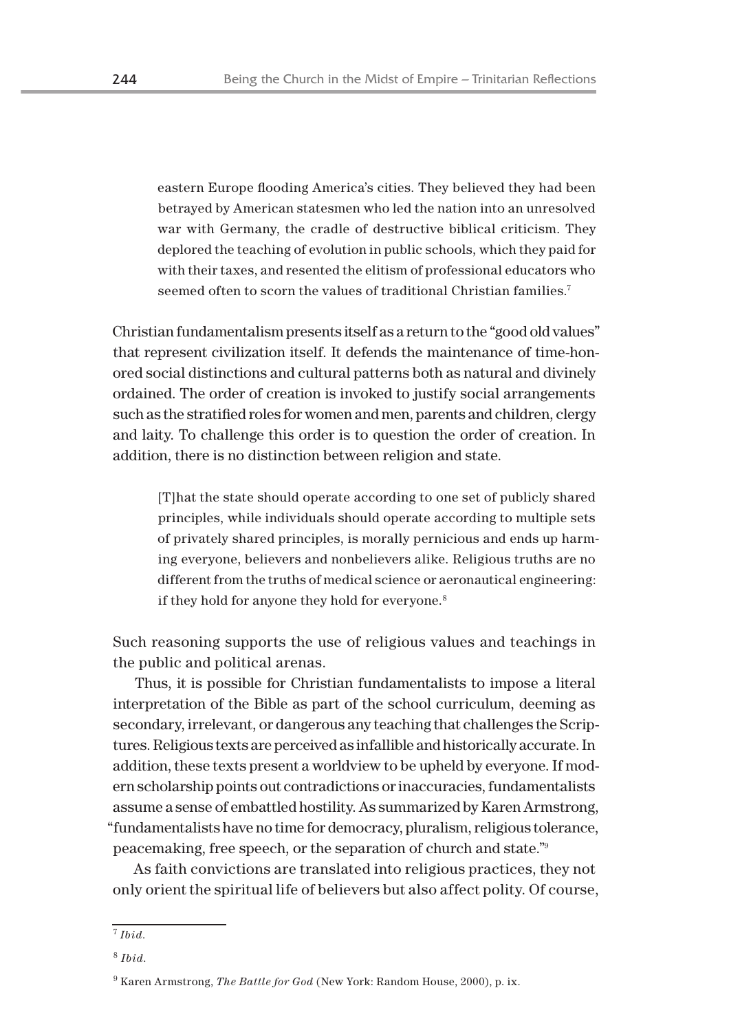> eastern Europe flooding America's cities. They believed they had been betrayed by American statesmen who led the nation into an unresolved war with Germany, the cradle of destructive biblical criticism. They deplored the teaching of evolution in public schools, which they paid for with their taxes, and resented the elitism of professional educators who seemed often to scorn the values of traditional Christian families.[7]

Christian fundamentalism presents itself as a return to the "good old values" that represent civilization itself. It defends the maintenance of time-honored social distinctions and cultural patterns both as natural and divinely ordained. The order of creation is invoked to justify social arrangements such as the stratified roles for women and men, parents and children, clergy and laity. To challenge this order is to question the order of creation. In addition, there is no distinction between religion and state.

> [T]hat the state should operate according to one set of publicly shared principles, while individuals should operate according to multiple sets of privately shared principles, is morally pernicious and ends up harming everyone, believers and nonbelievers alike. Religious truths are no different from the truths of medical science or aeronautical engineering: if they hold for anyone they hold for everyone.[8]

Such reasoning supports the use of religious values and teachings in the public and political arenas.

Thus, it is possible for Christian fundamentalists to impose a literal interpretation of the Bible as part of the school curriculum, deeming as secondary, irrelevant, or dangerous any teaching that challenges the Scriptures. Religious texts are perceived as infallible and historically accurate. In addition, these texts present a worldview to be upheld by everyone. If modern scholarship points out contradictions or inaccuracies, fundamentalists assume a sense of embattled hostility. As summarized by Karen Armstrong, "fundamentalists have no time for democracy, pluralism, religious tolerance, peacemaking, free speech, or the separation of church and state."[9]

As faith convictions are translated into religious practices, they not only orient the spiritual life of believers but also affect polity. Of course,

---

[7] *Ibid.*

[8] *Ibid.*

[9] Karen Armstrong, *The Battle for God* (New York: Random House, 2000), p. ix.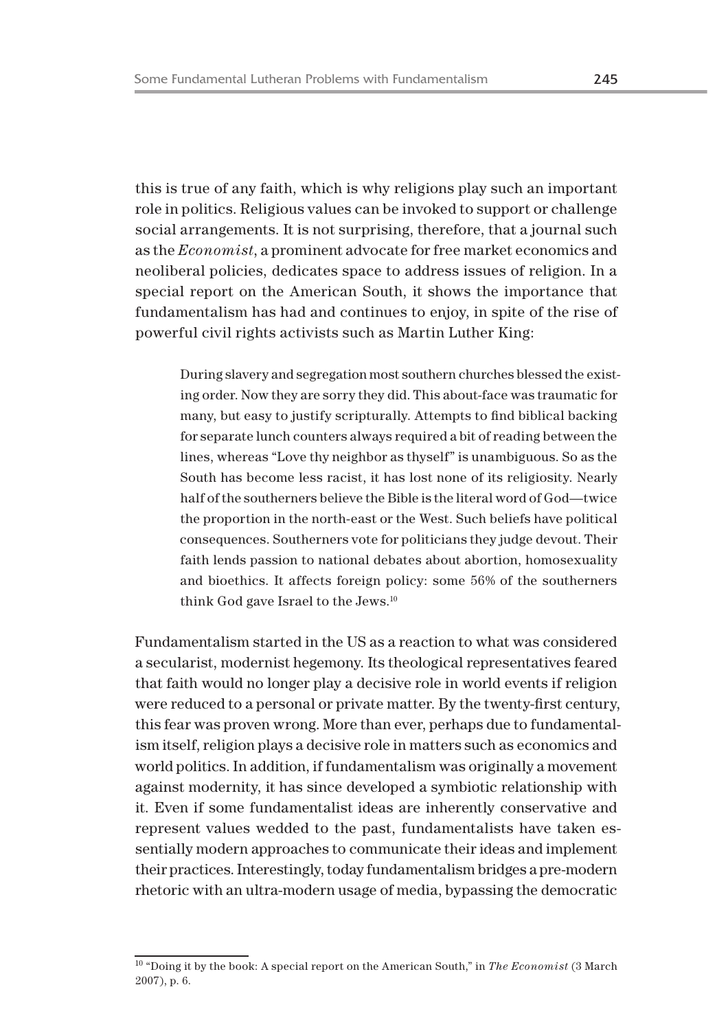this is true of any faith, which is why religions play such an important role in politics. Religious values can be invoked to support or challenge social arrangements. It is not surprising, therefore, that a journal such as the *Economist*, a prominent advocate for free market economics and neoliberal policies, dedicates space to address issues of religion. In a special report on the American South, it shows the importance that fundamentalism has had and continues to enjoy, in spite of the rise of powerful civil rights activists such as Martin Luther King:

> During slavery and segregation most southern churches blessed the existing order. Now they are sorry they did. This about-face was traumatic for many, but easy to justify scripturally. Attempts to find biblical backing for separate lunch counters always required a bit of reading between the lines, whereas "Love thy neighbor as thyself" is unambiguous. So as the South has become less racist, it has lost none of its religiosity. Nearly half of the southerners believe the Bible is the literal word of God—twice the proportion in the north-east or the West. Such beliefs have political consequences. Southerners vote for politicians they judge devout. Their faith lends passion to national debates about abortion, homosexuality and bioethics. It affects foreign policy: some 56% of the southerners think God gave Israel to the Jews.[10]

Fundamentalism started in the US as a reaction to what was considered a secularist, modernist hegemony. Its theological representatives feared that faith would no longer play a decisive role in world events if religion were reduced to a personal or private matter. By the twenty-first century, this fear was proven wrong. More than ever, perhaps due to fundamentalism itself, religion plays a decisive role in matters such as economics and world politics. In addition, if fundamentalism was originally a movement against modernity, it has since developed a symbiotic relationship with it. Even if some fundamentalist ideas are inherently conservative and represent values wedded to the past, fundamentalists have taken essentially modern approaches to communicate their ideas and implement their practices. Interestingly, today fundamentalism bridges a pre-modern rhetoric with an ultra-modern usage of media, bypassing the democratic

[10] "Doing it by the book: A special report on the American South," in *The Economist* (3 March 2007), p. 6.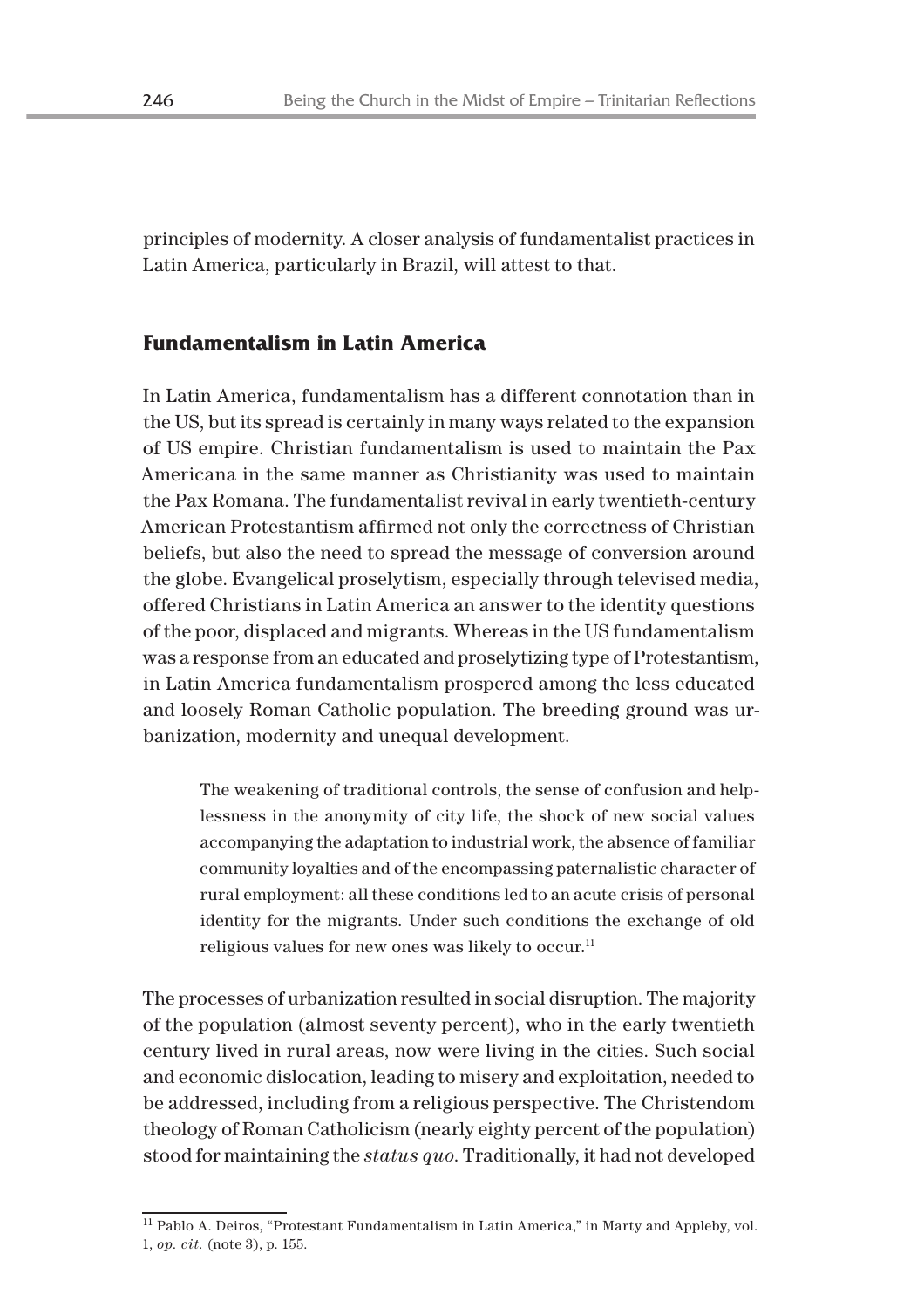principles of modernity. A closer analysis of fundamentalist practices in Latin America, particularly in Brazil, will attest to that.

## Fundamentalism in Latin America

In Latin America, fundamentalism has a different connotation than in the US, but its spread is certainly in many ways related to the expansion of US empire. Christian fundamentalism is used to maintain the Pax Americana in the same manner as Christianity was used to maintain the Pax Romana. The fundamentalist revival in early twentieth-century American Protestantism affirmed not only the correctness of Christian beliefs, but also the need to spread the message of conversion around the globe. Evangelical proselytism, especially through televised media, offered Christians in Latin America an answer to the identity questions of the poor, displaced and migrants. Whereas in the US fundamentalism was a response from an educated and proselytizing type of Protestantism, in Latin America fundamentalism prospered among the less educated and loosely Roman Catholic population. The breeding ground was urbanization, modernity and unequal development.

> The weakening of traditional controls, the sense of confusion and helplessness in the anonymity of city life, the shock of new social values accompanying the adaptation to industrial work, the absence of familiar community loyalties and of the encompassing paternalistic character of rural employment: all these conditions led to an acute crisis of personal identity for the migrants. Under such conditions the exchange of old religious values for new ones was likely to occur.[11]

The processes of urbanization resulted in social disruption. The majority of the population (almost seventy percent), who in the early twentieth century lived in rural areas, now were living in the cities. Such social and economic dislocation, leading to misery and exploitation, needed to be addressed, including from a religious perspective. The Christendom theology of Roman Catholicism (nearly eighty percent of the population) stood for maintaining the *status quo*. Traditionally, it had not developed

[11] Pablo A. Deiros, "Protestant Fundamentalism in Latin America," in Marty and Appleby, vol. 1, *op. cit.* (note 3), p. 155.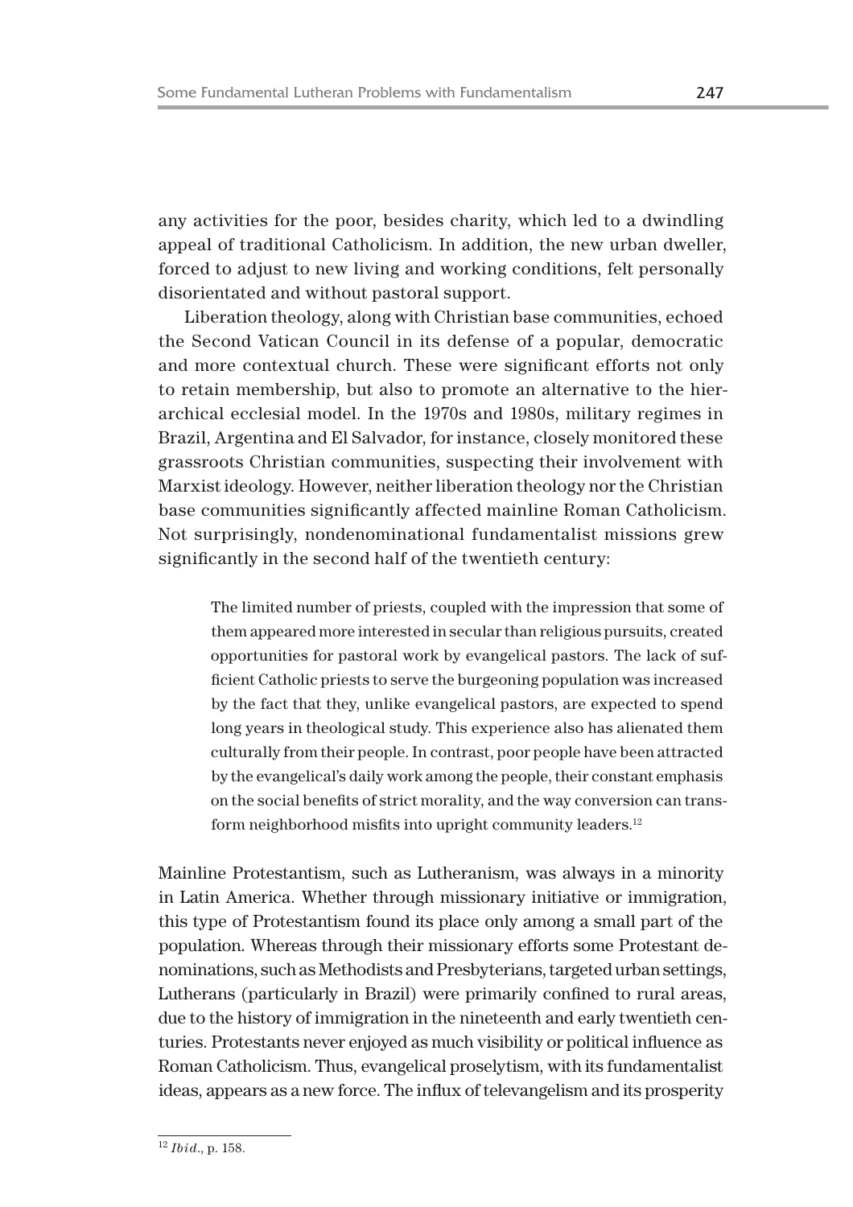any activities for the poor, besides charity, which led to a dwindling appeal of traditional Catholicism. In addition, the new urban dweller, forced to adjust to new living and working conditions, felt personally disorientated and without pastoral support.

Liberation theology, along with Christian base communities, echoed the Second Vatican Council in its defense of a popular, democratic and more contextual church. These were significant efforts not only to retain membership, but also to promote an alternative to the hierarchical ecclesial model. In the 1970s and 1980s, military regimes in Brazil, Argentina and El Salvador, for instance, closely monitored these grassroots Christian communities, suspecting their involvement with Marxist ideology. However, neither liberation theology nor the Christian base communities significantly affected mainline Roman Catholicism. Not surprisingly, nondenominational fundamentalist missions grew significantly in the second half of the twentieth century:

> The limited number of priests, coupled with the impression that some of them appeared more interested in secular than religious pursuits, created opportunities for pastoral work by evangelical pastors. The lack of sufficient Catholic priests to serve the burgeoning population was increased by the fact that they, unlike evangelical pastors, are expected to spend long years in theological study. This experience also has alienated them culturally from their people. In contrast, poor people have been attracted by the evangelical's daily work among the people, their constant emphasis on the social benefits of strict morality, and the way conversion can transform neighborhood misfits into upright community leaders.[12]

Mainline Protestantism, such as Lutheranism, was always in a minority in Latin America. Whether through missionary initiative or immigration, this type of Protestantism found its place only among a small part of the population. Whereas through their missionary efforts some Protestant denominations, such as Methodists and Presbyterians, targeted urban settings, Lutherans (particularly in Brazil) were primarily confined to rural areas, due to the history of immigration in the nineteenth and early twentieth centuries. Protestants never enjoyed as much visibility or political influence as Roman Catholicism. Thus, evangelical proselytism, with its fundamentalist ideas, appears as a new force. The influx of televangelism and its prosperity

[12] *Ibid*., p. 158.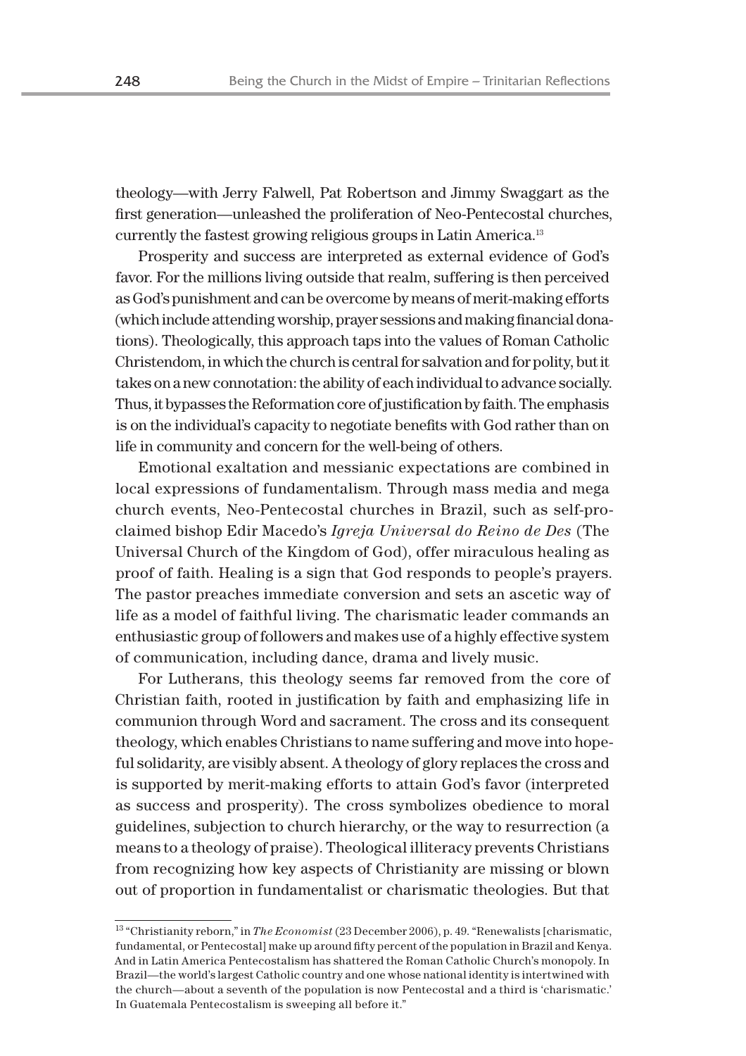theology—with Jerry Falwell, Pat Robertson and Jimmy Swaggart as the first generation—unleashed the proliferation of Neo-Pentecostal churches, currently the fastest growing religious groups in Latin America.[13]

Prosperity and success are interpreted as external evidence of God's favor. For the millions living outside that realm, suffering is then perceived as God's punishment and can be overcome by means of merit-making efforts (which include attending worship, prayer sessions and making financial donations). Theologically, this approach taps into the values of Roman Catholic Christendom, in which the church is central for salvation and for polity, but it takes on a new connotation: the ability of each individual to advance socially. Thus, it bypasses the Reformation core of justification by faith. The emphasis is on the individual's capacity to negotiate benefits with God rather than on life in community and concern for the well-being of others.

Emotional exaltation and messianic expectations are combined in local expressions of fundamentalism. Through mass media and mega church events, Neo-Pentecostal churches in Brazil, such as self-proclaimed bishop Edir Macedo's *Igreja Universal do Reino de Des* (The Universal Church of the Kingdom of God), offer miraculous healing as proof of faith. Healing is a sign that God responds to people's prayers. The pastor preaches immediate conversion and sets an ascetic way of life as a model of faithful living. The charismatic leader commands an enthusiastic group of followers and makes use of a highly effective system of communication, including dance, drama and lively music.

For Lutherans, this theology seems far removed from the core of Christian faith, rooted in justification by faith and emphasizing life in communion through Word and sacrament. The cross and its consequent theology, which enables Christians to name suffering and move into hopeful solidarity, are visibly absent. A theology of glory replaces the cross and is supported by merit-making efforts to attain God's favor (interpreted as success and prosperity). The cross symbolizes obedience to moral guidelines, subjection to church hierarchy, or the way to resurrection (a means to a theology of praise). Theological illiteracy prevents Christians from recognizing how key aspects of Christianity are missing or blown out of proportion in fundamentalist or charismatic theologies. But that

[13] "Christianity reborn," in *The Economist* (23 December 2006), p. 49. "Renewalists [charismatic, fundamental, or Pentecostal] make up around fifty percent of the population in Brazil and Kenya. And in Latin America Pentecostalism has shattered the Roman Catholic Church's monopoly. In Brazil—the world's largest Catholic country and one whose national identity is intertwined with the church—about a seventh of the population is now Pentecostal and a third is 'charismatic.' In Guatemala Pentecostalism is sweeping all before it."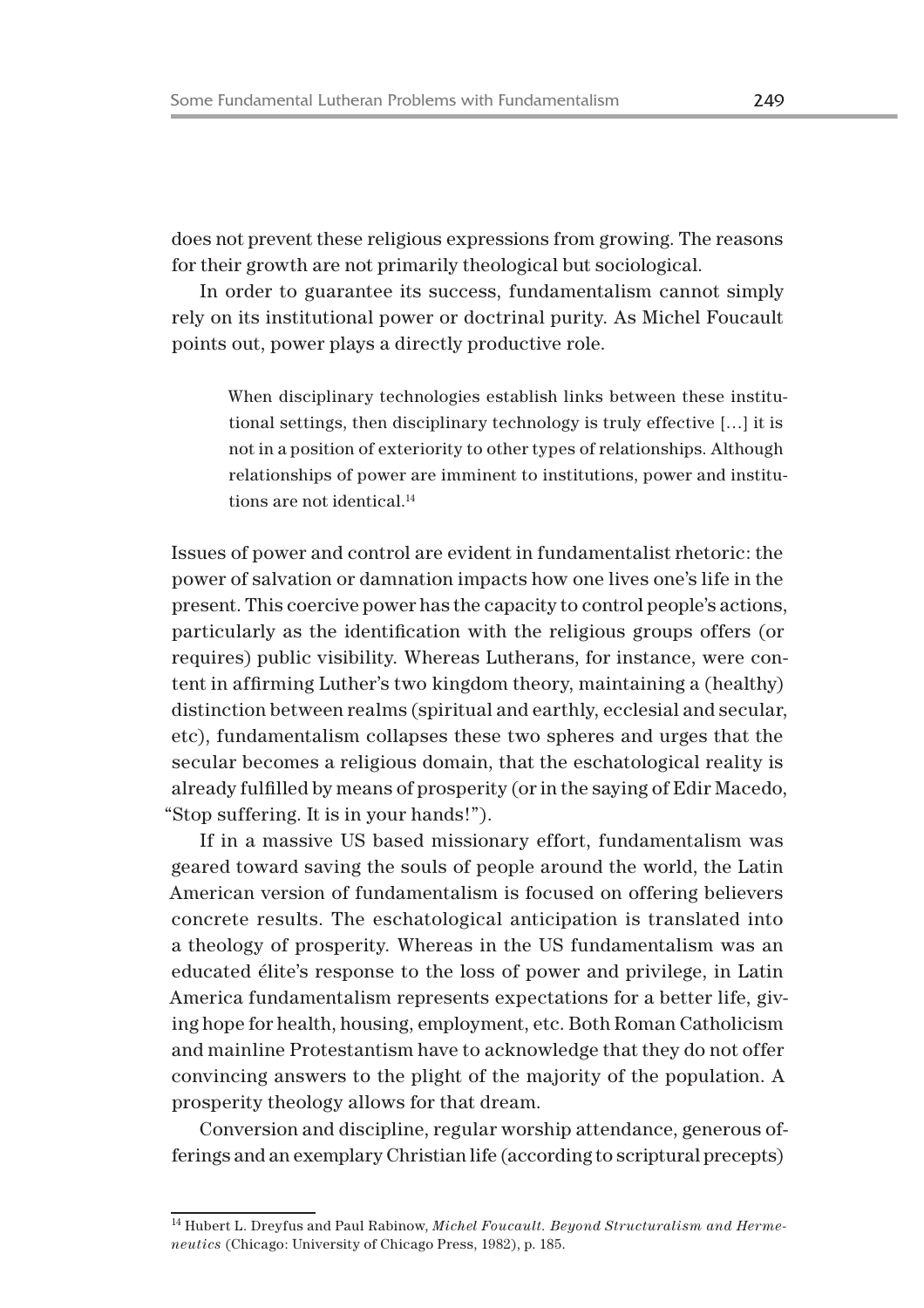does not prevent these religious expressions from growing. The reasons for their growth are not primarily theological but sociological.

In order to guarantee its success, fundamentalism cannot simply rely on its institutional power or doctrinal purity. As Michel Foucault points out, power plays a directly productive role.

> When disciplinary technologies establish links between these institutional settings, then disciplinary technology is truly effective [...] it is not in a position of exteriority to other types of relationships. Although relationships of power are imminent to institutions, power and institutions are not identical.[14]

Issues of power and control are evident in fundamentalist rhetoric: the power of salvation or damnation impacts how one lives one's life in the present. This coercive power has the capacity to control people's actions, particularly as the identification with the religious groups offers (or requires) public visibility. Whereas Lutherans, for instance, were content in affirming Luther's two kingdom theory, maintaining a (healthy) distinction between realms (spiritual and earthly, ecclesial and secular, etc), fundamentalism collapses these two spheres and urges that the secular becomes a religious domain, that the eschatological reality is already fulfilled by means of prosperity (or in the saying of Edir Macedo, "Stop suffering. It is in your hands!").

If in a massive US based missionary effort, fundamentalism was geared toward saving the souls of people around the world, the Latin American version of fundamentalism is focused on offering believers concrete results. The eschatological anticipation is translated into a theology of prosperity. Whereas in the US fundamentalism was an educated élite's response to the loss of power and privilege, in Latin America fundamentalism represents expectations for a better life, giving hope for health, housing, employment, etc. Both Roman Catholicism and mainline Protestantism have to acknowledge that they do not offer convincing answers to the plight of the majority of the population. A prosperity theology allows for that dream.

Conversion and discipline, regular worship attendance, generous offerings and an exemplary Christian life (according to scriptural precepts)

---

[14] Hubert L. Dreyfus and Paul Rabinow, *Michel Foucault. Beyond Structuralism and Hermeneutics* (Chicago: University of Chicago Press, 1982), p. 185.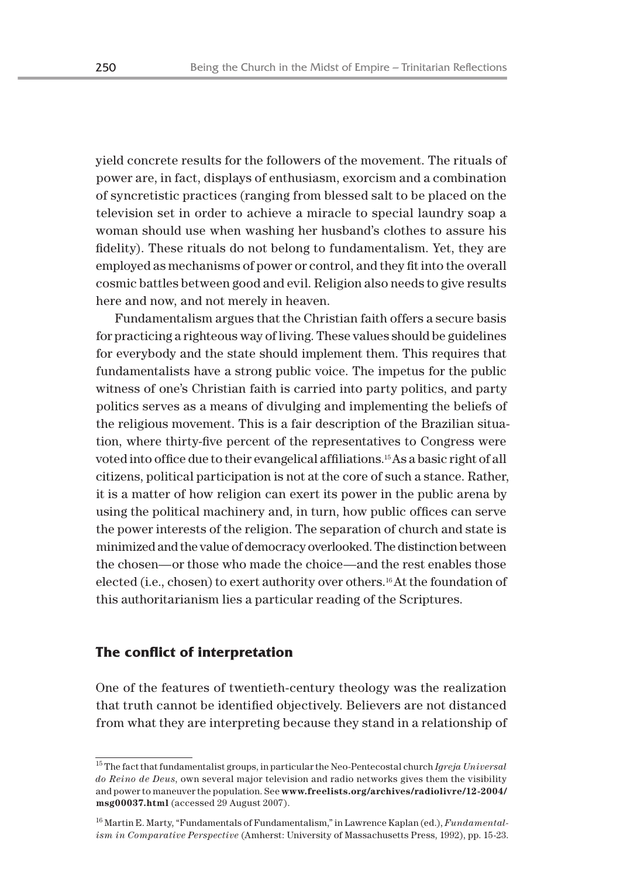yield concrete results for the followers of the movement. The rituals of power are, in fact, displays of enthusiasm, exorcism and a combination of syncretistic practices (ranging from blessed salt to be placed on the television set in order to achieve a miracle to special laundry soap a woman should use when washing her husband's clothes to assure his fidelity). These rituals do not belong to fundamentalism. Yet, they are employed as mechanisms of power or control, and they fit into the overall cosmic battles between good and evil. Religion also needs to give results here and now, and not merely in heaven.

Fundamentalism argues that the Christian faith offers a secure basis for practicing a righteous way of living. These values should be guidelines for everybody and the state should implement them. This requires that fundamentalists have a strong public voice. The impetus for the public witness of one's Christian faith is carried into party politics, and party politics serves as a means of divulging and implementing the beliefs of the religious movement. This is a fair description of the Brazilian situation, where thirty-five percent of the representatives to Congress were voted into office due to their evangelical affiliations.[15] As a basic right of all citizens, political participation is not at the core of such a stance. Rather, it is a matter of how religion can exert its power in the public arena by using the political machinery and, in turn, how public offices can serve the power interests of the religion. The separation of church and state is minimized and the value of democracy overlooked. The distinction between the chosen—or those who made the choice—and the rest enables those elected (i.e., chosen) to exert authority over others.[16] At the foundation of this authoritarianism lies a particular reading of the Scriptures.

## The conflict of interpretation

One of the features of twentieth-century theology was the realization that truth cannot be identified objectively. Believers are not distanced from what they are interpreting because they stand in a relationship of

[15] The fact that fundamentalist groups, in particular the Neo-Pentecostal church *Igreja Universal do Reino de Deus*, own several major television and radio networks gives them the visibility and power to maneuver the population. See **www.freelists.org/archives/radiolivre/12-2004/msg00037.html** (accessed 29 August 2007).

[16] Martin E. Marty, "Fundamentals of Fundamentalism," in Lawrence Kaplan (ed.), *Fundamentalism in Comparative Perspective* (Amherst: University of Massachusetts Press, 1992), pp. 15-23.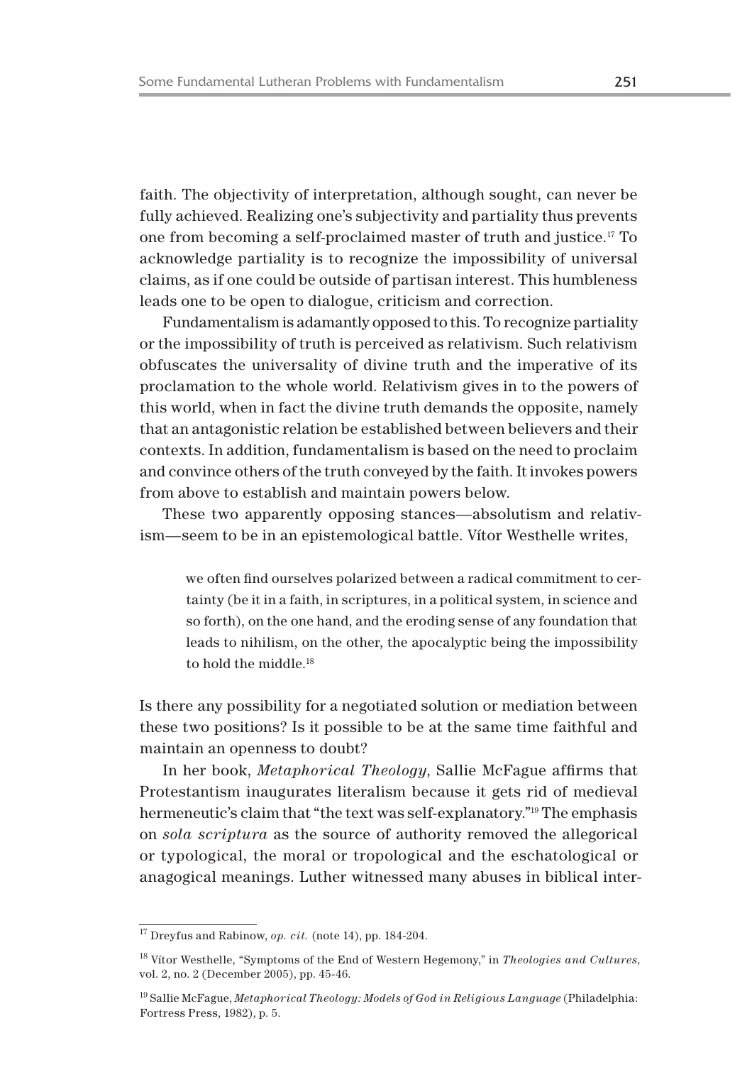faith. The objectivity of interpretation, although sought, can never be fully achieved. Realizing one's subjectivity and partiality thus prevents one from becoming a self-proclaimed master of truth and justice.[17] To acknowledge partiality is to recognize the impossibility of universal claims, as if one could be outside of partisan interest. This humbleness leads one to be open to dialogue, criticism and correction.

Fundamentalism is adamantly opposed to this. To recognize partiality or the impossibility of truth is perceived as relativism. Such relativism obfuscates the universality of divine truth and the imperative of its proclamation to the whole world. Relativism gives in to the powers of this world, when in fact the divine truth demands the opposite, namely that an antagonistic relation be established between believers and their contexts. In addition, fundamentalism is based on the need to proclaim and convince others of the truth conveyed by the faith. It invokes powers from above to establish and maintain powers below.

These two apparently opposing stances—absolutism and relativism—seem to be in an epistemological battle. Vítor Westhelle writes,

> we often find ourselves polarized between a radical commitment to certainty (be it in a faith, in scriptures, in a political system, in science and so forth), on the one hand, and the eroding sense of any foundation that leads to nihilism, on the other, the apocalyptic being the impossibility to hold the middle.[18]

Is there any possibility for a negotiated solution or mediation between these two positions? Is it possible to be at the same time faithful and maintain an openness to doubt?

In her book, *Metaphorical Theology*, Sallie McFague affirms that Protestantism inaugurates literalism because it gets rid of medieval hermeneutic's claim that "the text was self-explanatory."[19] The emphasis on *sola scriptura* as the source of authority removed the allegorical or typological, the moral or tropological and the eschatological or anagogical meanings. Luther witnessed many abuses in biblical inter-

---

[17] Dreyfus and Rabinow, *op. cit.* (note 14), pp. 184-204.

[18] Vítor Westhelle, "Symptoms of the End of Western Hegemony," in *Theologies and Cultures*, vol. 2, no. 2 (December 2005), pp. 45-46.

[19] Sallie McFague, *Metaphorical Theology: Models of God in Religious Language* (Philadelphia: Fortress Press, 1982), p. 5.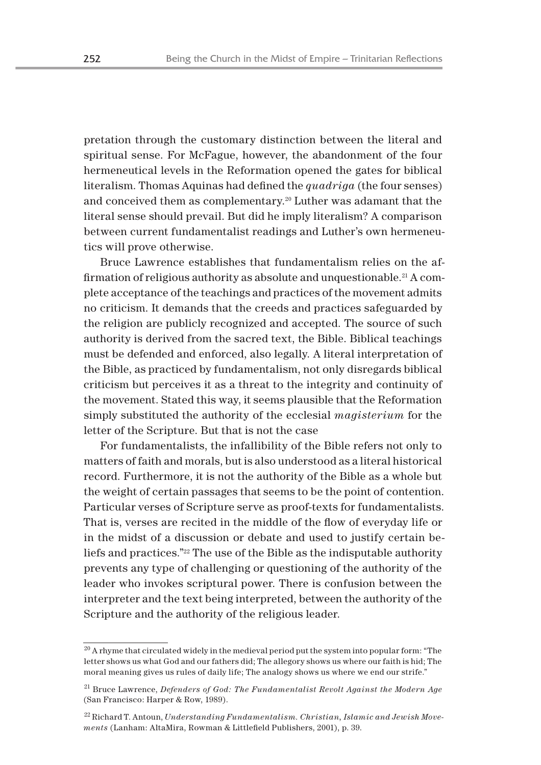pretation through the customary distinction between the literal and spiritual sense. For McFague, however, the abandonment of the four hermeneutical levels in the Reformation opened the gates for biblical literalism. Thomas Aquinas had defined the *quadriga* (the four senses) and conceived them as complementary.[20] Luther was adamant that the literal sense should prevail. But did he imply literalism? A comparison between current fundamentalist readings and Luther's own hermeneutics will prove otherwise.

Bruce Lawrence establishes that fundamentalism relies on the affirmation of religious authority as absolute and unquestionable.[21] A complete acceptance of the teachings and practices of the movement admits no criticism. It demands that the creeds and practices safeguarded by the religion are publicly recognized and accepted. The source of such authority is derived from the sacred text, the Bible. Biblical teachings must be defended and enforced, also legally. A literal interpretation of the Bible, as practiced by fundamentalism, not only disregards biblical criticism but perceives it as a threat to the integrity and continuity of the movement. Stated this way, it seems plausible that the Reformation simply substituted the authority of the ecclesial *magisterium* for the letter of the Scripture. But that is not the case

For fundamentalists, the infallibility of the Bible refers not only to matters of faith and morals, but is also understood as a literal historical record. Furthermore, it is not the authority of the Bible as a whole but the weight of certain passages that seems to be the point of contention. Particular verses of Scripture serve as proof-texts for fundamentalists. That is, verses are recited in the middle of the flow of everyday life or in the midst of a discussion or debate and used to justify certain beliefs and practices."[22] The use of the Bible as the indisputable authority prevents any type of challenging or questioning of the authority of the leader who invokes scriptural power. There is confusion between the interpreter and the text being interpreted, between the authority of the Scripture and the authority of the religious leader.

---

[20] A rhyme that circulated widely in the medieval period put the system into popular form: "The letter shows us what God and our fathers did; The allegory shows us where our faith is hid; The moral meaning gives us rules of daily life; The analogy shows us where we end our strife."

[21] Bruce Lawrence, *Defenders of God: The Fundamentalist Revolt Against the Modern Age* (San Francisco: Harper & Row, 1989).

[22] Richard T. Antoun, *Understanding Fundamentalism. Christian, Islamic and Jewish Movements* (Lanham: AltaMira, Rowman & Littlefield Publishers, 2001), p. 39.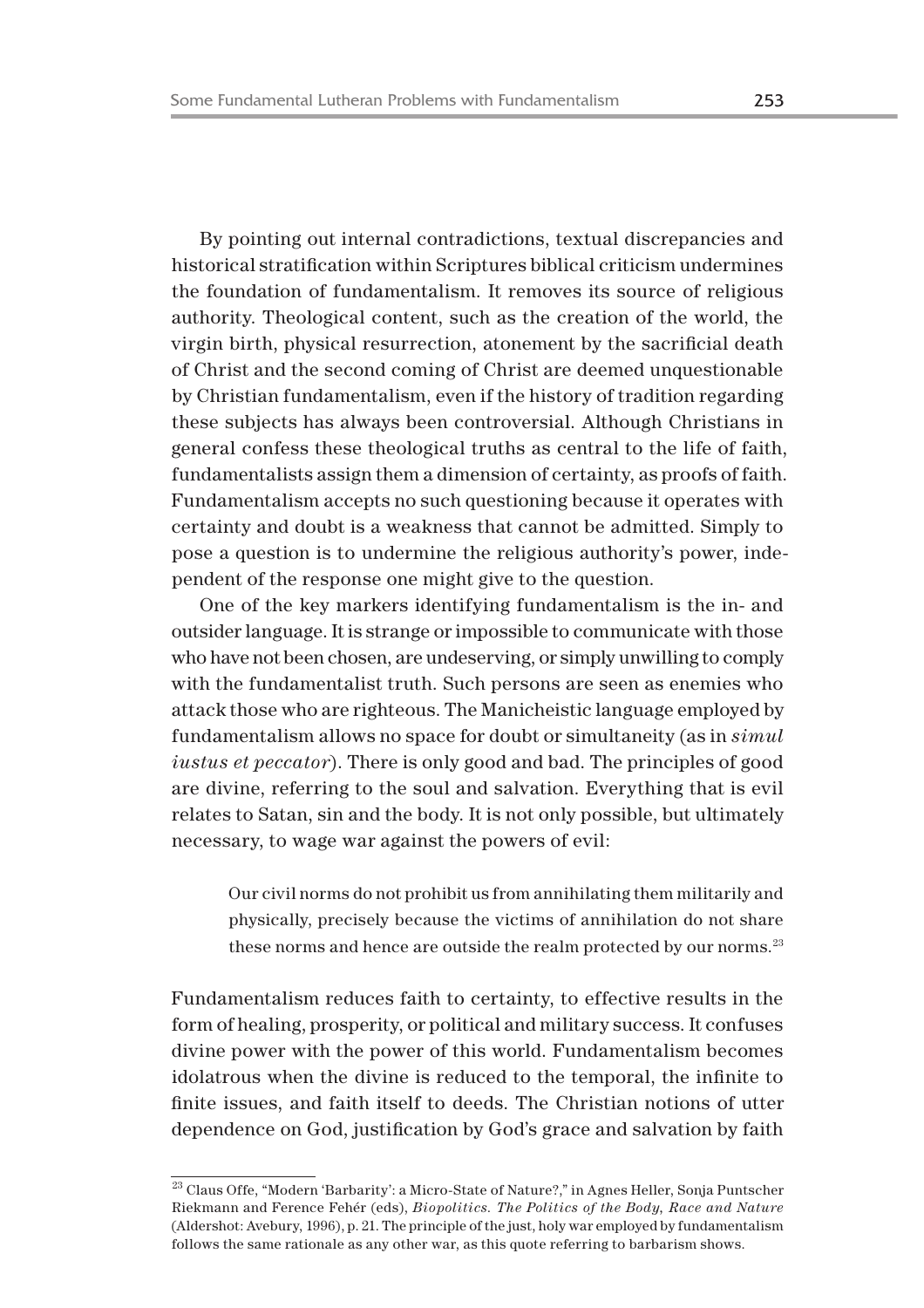By pointing out internal contradictions, textual discrepancies and historical stratification within Scriptures biblical criticism undermines the foundation of fundamentalism. It removes its source of religious authority. Theological content, such as the creation of the world, the virgin birth, physical resurrection, atonement by the sacrificial death of Christ and the second coming of Christ are deemed unquestionable by Christian fundamentalism, even if the history of tradition regarding these subjects has always been controversial. Although Christians in general confess these theological truths as central to the life of faith, fundamentalists assign them a dimension of certainty, as proofs of faith. Fundamentalism accepts no such questioning because it operates with certainty and doubt is a weakness that cannot be admitted. Simply to pose a question is to undermine the religious authority's power, independent of the response one might give to the question.

One of the key markers identifying fundamentalism is the in- and outsider language. It is strange or impossible to communicate with those who have not been chosen, are undeserving, or simply unwilling to comply with the fundamentalist truth. Such persons are seen as enemies who attack those who are righteous. The Manicheistic language employed by fundamentalism allows no space for doubt or simultaneity (as in *simul iustus et peccator*). There is only good and bad. The principles of good are divine, referring to the soul and salvation. Everything that is evil relates to Satan, sin and the body. It is not only possible, but ultimately necessary, to wage war against the powers of evil:

> Our civil norms do not prohibit us from annihilating them militarily and physically, precisely because the victims of annihilation do not share these norms and hence are outside the realm protected by our norms.[23]

Fundamentalism reduces faith to certainty, to effective results in the form of healing, prosperity, or political and military success. It confuses divine power with the power of this world. Fundamentalism becomes idolatrous when the divine is reduced to the temporal, the infinite to finite issues, and faith itself to deeds. The Christian notions of utter dependence on God, justification by God's grace and salvation by faith

---

[23] Claus Offe, "Modern 'Barbarity': a Micro-State of Nature?," in Agnes Heller, Sonja Puntscher Riekmann and Ference Fehér (eds), *Biopolitics. The Politics of the Body, Race and Nature* (Aldershot: Avebury, 1996), p. 21. The principle of the just, holy war employed by fundamentalism follows the same rationale as any other war, as this quote referring to barbarism shows.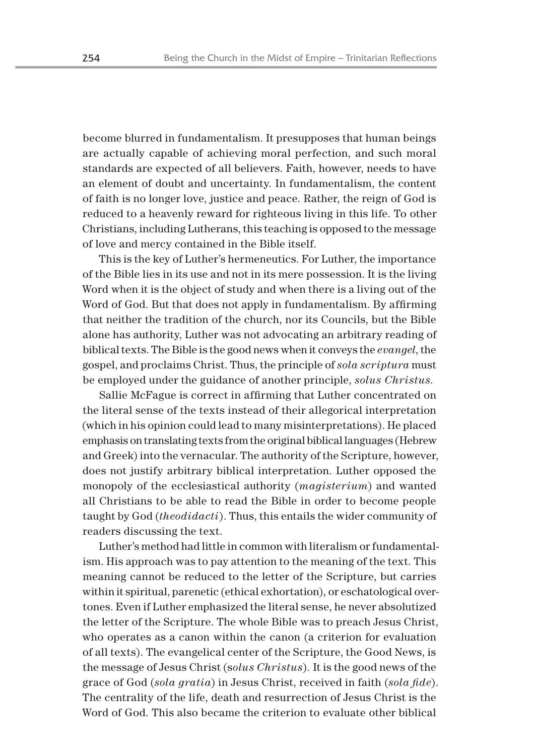become blurred in fundamentalism. It presupposes that human beings are actually capable of achieving moral perfection, and such moral standards are expected of all believers. Faith, however, needs to have an element of doubt and uncertainty. In fundamentalism, the content of faith is no longer love, justice and peace. Rather, the reign of God is reduced to a heavenly reward for righteous living in this life. To other Christians, including Lutherans, this teaching is opposed to the message of love and mercy contained in the Bible itself.

This is the key of Luther's hermeneutics. For Luther, the importance of the Bible lies in its use and not in its mere possession. It is the living Word when it is the object of study and when there is a living out of the Word of God. But that does not apply in fundamentalism. By affirming that neither the tradition of the church, nor its Councils, but the Bible alone has authority, Luther was not advocating an arbitrary reading of biblical texts. The Bible is the good news when it conveys the *evangel*, the gospel, and proclaims Christ. Thus, the principle of *sola scriptura* must be employed under the guidance of another principle, *solus Christus*.

Sallie McFague is correct in affirming that Luther concentrated on the literal sense of the texts instead of their allegorical interpretation (which in his opinion could lead to many misinterpretations). He placed emphasis on translating texts from the original biblical languages (Hebrew and Greek) into the vernacular. The authority of the Scripture, however, does not justify arbitrary biblical interpretation. Luther opposed the monopoly of the ecclesiastical authority (*magisterium*) and wanted all Christians to be able to read the Bible in order to become people taught by God (*theodidacti*). Thus, this entails the wider community of readers discussing the text.

Luther's method had little in common with literalism or fundamentalism. His approach was to pay attention to the meaning of the text. This meaning cannot be reduced to the letter of the Scripture, but carries within it spiritual, parenetic (ethical exhortation), or eschatological overtones. Even if Luther emphasized the literal sense, he never absolutized the letter of the Scripture. The whole Bible was to preach Jesus Christ, who operates as a canon within the canon (a criterion for evaluation of all texts). The evangelical center of the Scripture, the Good News, is the message of Jesus Christ (*solus Christus*). It is the good news of the grace of God (*sola gratia*) in Jesus Christ, received in faith (*sola fide*). The centrality of the life, death and resurrection of Jesus Christ is the Word of God. This also became the criterion to evaluate other biblical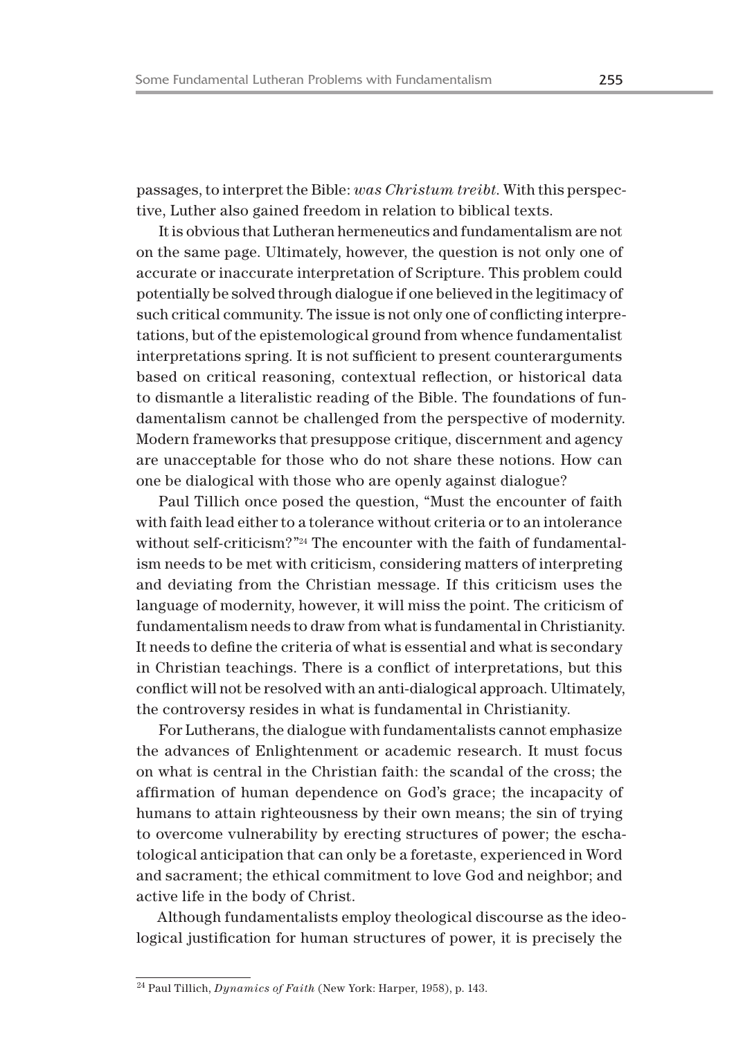passages, to interpret the Bible: *was Christum treibt*. With this perspective, Luther also gained freedom in relation to biblical texts.

It is obvious that Lutheran hermeneutics and fundamentalism are not on the same page. Ultimately, however, the question is not only one of accurate or inaccurate interpretation of Scripture. This problem could potentially be solved through dialogue if one believed in the legitimacy of such critical community. The issue is not only one of conflicting interpretations, but of the epistemological ground from whence fundamentalist interpretations spring. It is not sufficient to present counterarguments based on critical reasoning, contextual reflection, or historical data to dismantle a literalistic reading of the Bible. The foundations of fundamentalism cannot be challenged from the perspective of modernity. Modern frameworks that presuppose critique, discernment and agency are unacceptable for those who do not share these notions. How can one be dialogical with those who are openly against dialogue?

Paul Tillich once posed the question, "Must the encounter of faith with faith lead either to a tolerance without criteria or to an intolerance without self-criticism?"[24] The encounter with the faith of fundamentalism needs to be met with criticism, considering matters of interpreting and deviating from the Christian message. If this criticism uses the language of modernity, however, it will miss the point. The criticism of fundamentalism needs to draw from what is fundamental in Christianity. It needs to define the criteria of what is essential and what is secondary in Christian teachings. There is a conflict of interpretations, but this conflict will not be resolved with an anti-dialogical approach. Ultimately, the controversy resides in what is fundamental in Christianity.

For Lutherans, the dialogue with fundamentalists cannot emphasize the advances of Enlightenment or academic research. It must focus on what is central in the Christian faith: the scandal of the cross; the affirmation of human dependence on God's grace; the incapacity of humans to attain righteousness by their own means; the sin of trying to overcome vulnerability by erecting structures of power; the eschatological anticipation that can only be a foretaste, experienced in Word and sacrament; the ethical commitment to love God and neighbor; and active life in the body of Christ.

Although fundamentalists employ theological discourse as the ideological justification for human structures of power, it is precisely the

[24] Paul Tillich, *Dynamics of Faith* (New York: Harper, 1958), p. 143.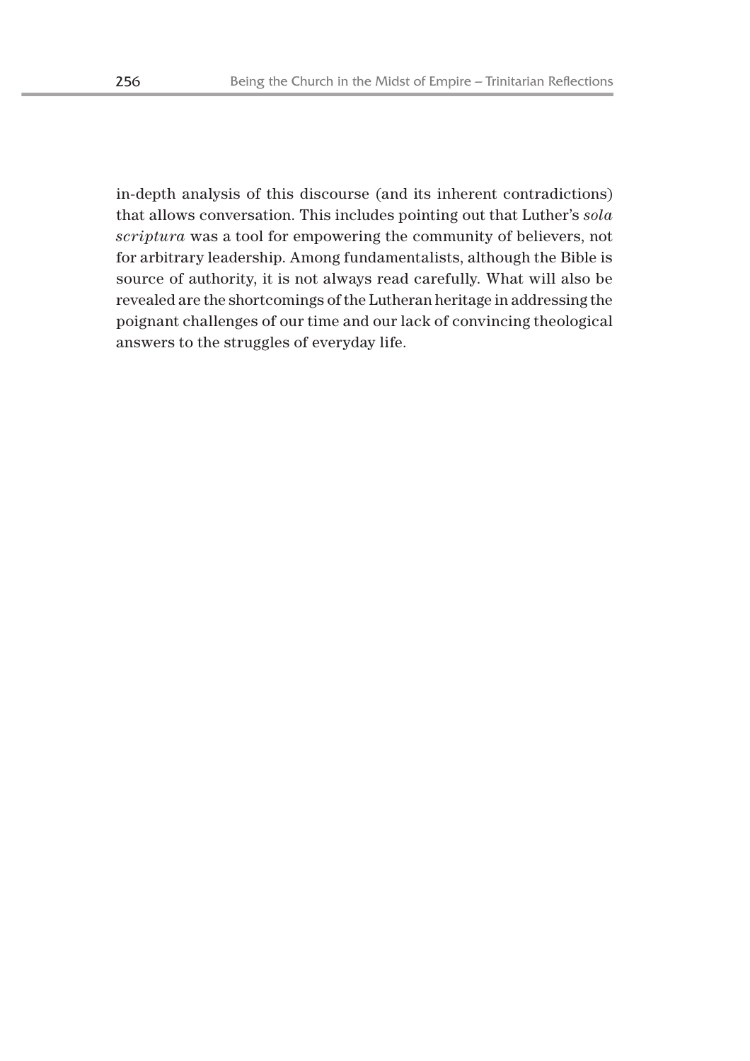in-depth analysis of this discourse (and its inherent contradictions) that allows conversation. This includes pointing out that Luther's *sola scriptura* was a tool for empowering the community of believers, not for arbitrary leadership. Among fundamentalists, although the Bible is source of authority, it is not always read carefully. What will also be revealed are the shortcomings of the Lutheran heritage in addressing the poignant challenges of our time and our lack of convincing theological answers to the struggles of everyday life.